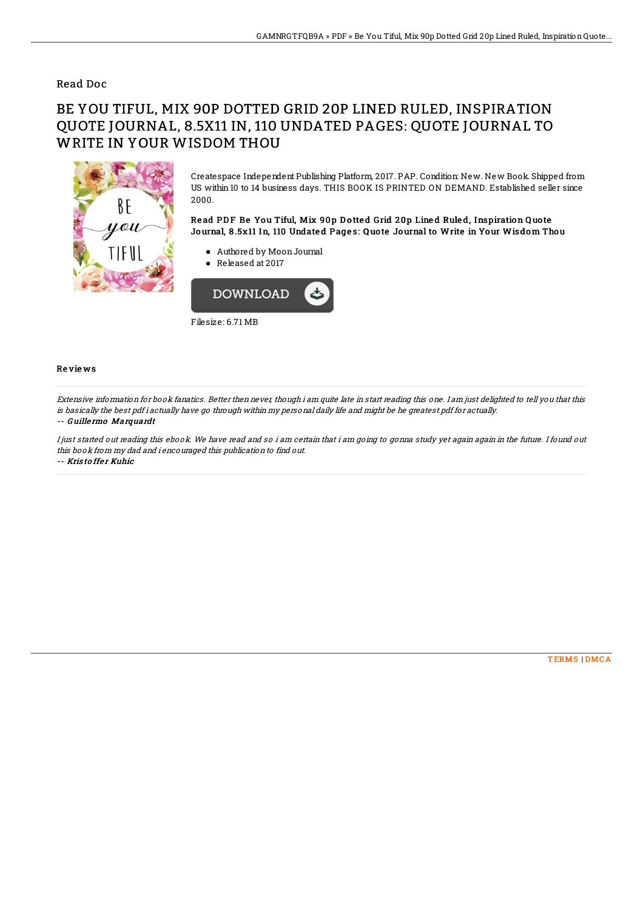Read Doc

# BE YOU TIFUL, MIX 90P DOTTED GRID 20P LINED RULED, INSPIRATION QUOTE JOURNAL, 8.5X11 IN, 110 UNDATED PAGES: QUOTE JOURNAL TO WRITE IN YOUR WISDOM THOU

Createspace Independent Publishing Platform, 2017. PAP. Condition: New. New Book. Shipped from US within 10 to 14 business days. THIS BOOK IS PRINTED ON DEMAND. Established seller since 2000.

**Read PDF Be You Tiful, Mix 90p Dotted Grid 20p Lined Ruled, Inspiration Quote Journal, 8.5x11 In, 110 Undated Pages: Quote Journal to Write in Your Wisdom Thou**

- Authored by Moon Journal
- Released at 2017

DOWNLOAD

Filesize: 6.71 MB

## Reviews

*Extensive information for book fanatics. Better then never, though i am quite late in start reading this one. I am just delighted to tell you that this is basically the best pdf i actually have go through within my personal daily life and might be he greatest pdf for actually.*

-- ***Guillermo Marquardt***

*I just started out reading this ebook. We have read and so i am certain that i am going to gonna study yet again again in the future. I found out this book from my dad and i encouraged this publication to find out.*

-- ***Kristoffer Kuhic***

TERMS | DMCA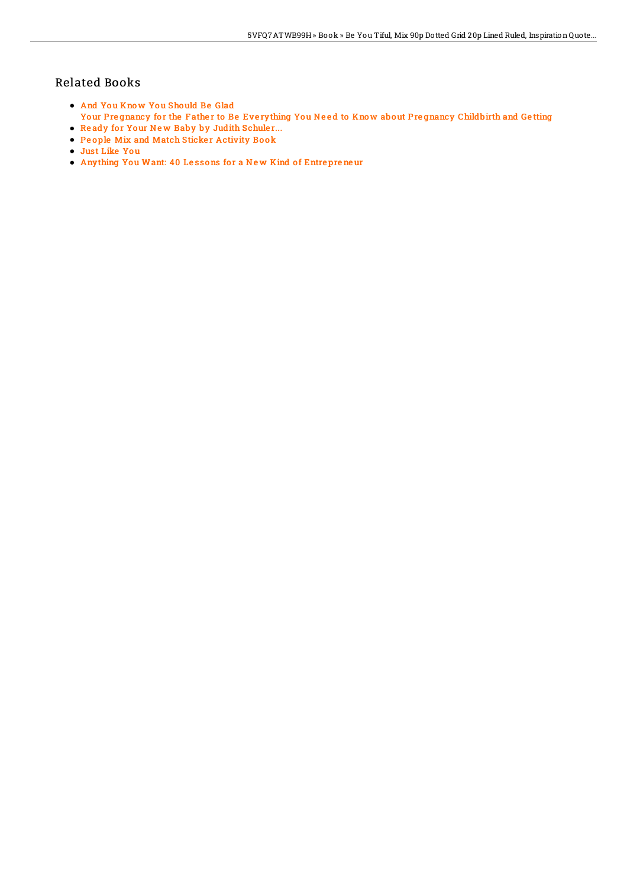## Related Books

- And You Know You Should Be Glad
  Your Pregnancy for the Father to Be Everything You Need to Know about Pregnancy Childbirth and Getting
- Ready for Your New Baby by Judith Schuler...
- People Mix and Match Sticker Activity Book
- Just Like You
- Anything You Want: 40 Lessons for a New Kind of Entrepreneur